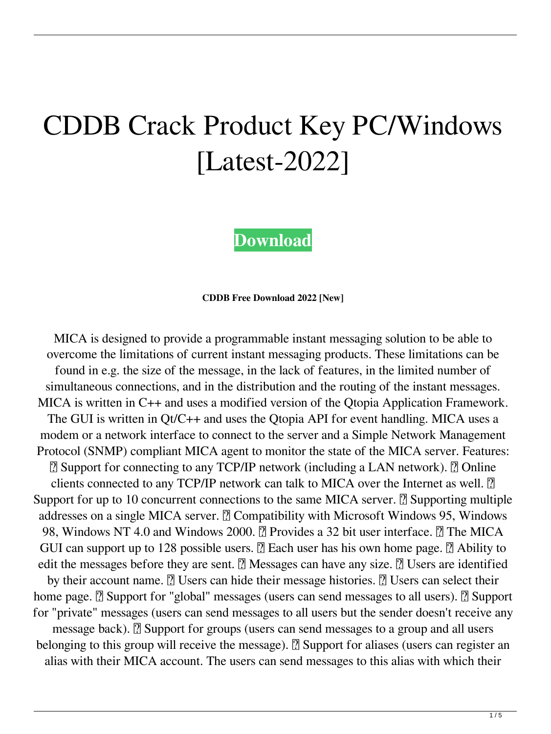# CDDB Crack Product Key PC/Windows [Latest-2022]

**Download**

**CDDB Free Download 2022 [New]**

MICA is designed to provide a programmable instant messaging solution to be able to overcome the limitations of current instant messaging products. These limitations can be found in e.g. the size of the message, in the lack of features, in the limited number of simultaneous connections, and in the distribution and the routing of the instant messages. MICA is written in C++ and uses a modified version of the Qtopia Application Framework. The GUI is written in Qt/C++ and uses the Qtopia API for event handling. MICA uses a modem or a network interface to connect to the server and a Simple Network Management Protocol (SNMP) compliant MICA agent to monitor the state of the MICA server. Features: ▯ Support for connecting to any TCP/IP network (including a LAN network). ▯ Online clients connected to any TCP/IP network can talk to MICA over the Internet as well. ▯ Support for up to 10 concurrent connections to the same MICA server. ▯ Supporting multiple addresses on a single MICA server. ▯ Compatibility with Microsoft Windows 95, Windows 98, Windows NT 4.0 and Windows 2000. ▯ Provides a 32 bit user interface. ▯ The MICA GUI can support up to 128 possible users. ▯ Each user has his own home page. ▯ Ability to edit the messages before they are sent. ▯ Messages can have any size. ▯ Users are identified by their account name. ▯ Users can hide their message histories. ▯ Users can select their home page. ▯ Support for "global" messages (users can send messages to all users). ▯ Support for "private" messages (users can send messages to all users but the sender doesn't receive any message back). ▯ Support for groups (users can send messages to a group and all users belonging to this group will receive the message). ▯ Support for aliases (users can register an alias with their MICA account. The users can send messages to this alias with which their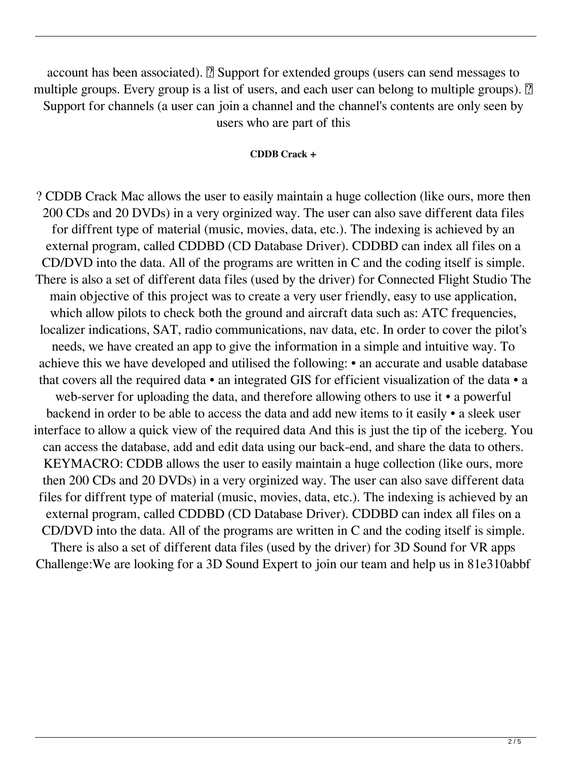account has been associated).  Support for extended groups (users can send messages to multiple groups. Every group is a list of users, and each user can belong to multiple groups).  Support for channels (a user can join a channel and the channel's contents are only seen by users who are part of this

**CDDB Crack +**

? CDDB Crack Mac allows the user to easily maintain a huge collection (like ours, more then 200 CDs and 20 DVDs) in a very orginized way. The user can also save different data files for diffrent type of material (music, movies, data, etc.). The indexing is achieved by an external program, called CDDBD (CD Database Driver). CDDBD can index all files on a CD/DVD into the data. All of the programs are written in C and the coding itself is simple. There is also a set of different data files (used by the driver) for Connected Flight Studio The main objective of this project was to create a very user friendly, easy to use application, which allow pilots to check both the ground and aircraft data such as: ATC frequencies, localizer indications, SAT, radio communications, nav data, etc. In order to cover the pilot's needs, we have created an app to give the information in a simple and intuitive way. To achieve this we have developed and utilised the following: • an accurate and usable database that covers all the required data • an integrated GIS for efficient visualization of the data • a web-server for uploading the data, and therefore allowing others to use it • a powerful backend in order to be able to access the data and add new items to it easily • a sleek user interface to allow a quick view of the required data And this is just the tip of the iceberg. You can access the database, add and edit data using our back-end, and share the data to others. KEYMACRO: CDDB allows the user to easily maintain a huge collection (like ours, more then 200 CDs and 20 DVDs) in a very orginized way. The user can also save different data files for diffrent type of material (music, movies, data, etc.). The indexing is achieved by an external program, called CDDBD (CD Database Driver). CDDBD can index all files on a CD/DVD into the data. All of the programs are written in C and the coding itself is simple. There is also a set of different data files (used by the driver) for 3D Sound for VR apps Challenge:We are looking for a 3D Sound Expert to join our team and help us in 81e310abbf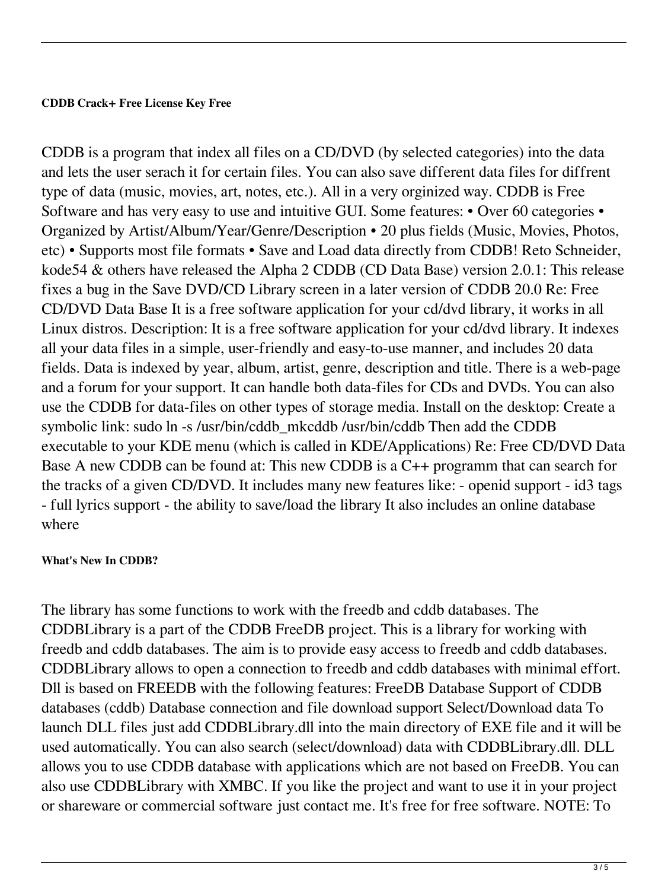#### CDDB Crack+ Free License Key Free

CDDB is a program that index all files on a CD/DVD (by selected categories) into the data and lets the user serach it for certain files. You can also save different data files for diffrent type of data (music, movies, art, notes, etc.). All in a very orginized way. CDDB is Free Software and has very easy to use and intuitive GUI. Some features: • Over 60 categories • Organized by Artist/Album/Year/Genre/Description • 20 plus fields (Music, Movies, Photos, etc) • Supports most file formats • Save and Load data directly from CDDB! Reto Schneider, kode54 & others have released the Alpha 2 CDDB (CD Data Base) version 2.0.1: This release fixes a bug in the Save DVD/CD Library screen in a later version of CDDB 20.0 Re: Free CD/DVD Data Base It is a free software application for your cd/dvd library, it works in all Linux distros. Description: It is a free software application for your cd/dvd library. It indexes all your data files in a simple, user-friendly and easy-to-use manner, and includes 20 data fields. Data is indexed by year, album, artist, genre, description and title. There is a web-page and a forum for your support. It can handle both data-files for CDs and DVDs. You can also use the CDDB for data-files on other types of storage media. Install on the desktop: Create a symbolic link: sudo ln -s /usr/bin/cddb_mkcddb /usr/bin/cddb Then add the CDDB executable to your KDE menu (which is called in KDE/Applications) Re: Free CD/DVD Data Base A new CDDB can be found at: This new CDDB is a C++ programm that can search for the tracks of a given CD/DVD. It includes many new features like: - openid support - id3 tags - full lyrics support - the ability to save/load the library It also includes an online database where

#### What's New In CDDB?

The library has some functions to work with the freedb and cddb databases. The CDDBLibrary is a part of the CDDB FreeDB project. This is a library for working with freedb and cddb databases. The aim is to provide easy access to freedb and cddb databases. CDDBLibrary allows to open a connection to freedb and cddb databases with minimal effort. Dll is based on FREEDB with the following features: FreeDB Database Support of CDDB databases (cddb) Database connection and file download support Select/Download data To launch DLL files just add CDDBLibrary.dll into the main directory of EXE file and it will be used automatically. You can also search (select/download) data with CDDBLibrary.dll. DLL allows you to use CDDB database with applications which are not based on FreeDB. You can also use CDDBLibrary with XMBC. If you like the project and want to use it in your project or shareware or commercial software just contact me. It's free for free software. NOTE: To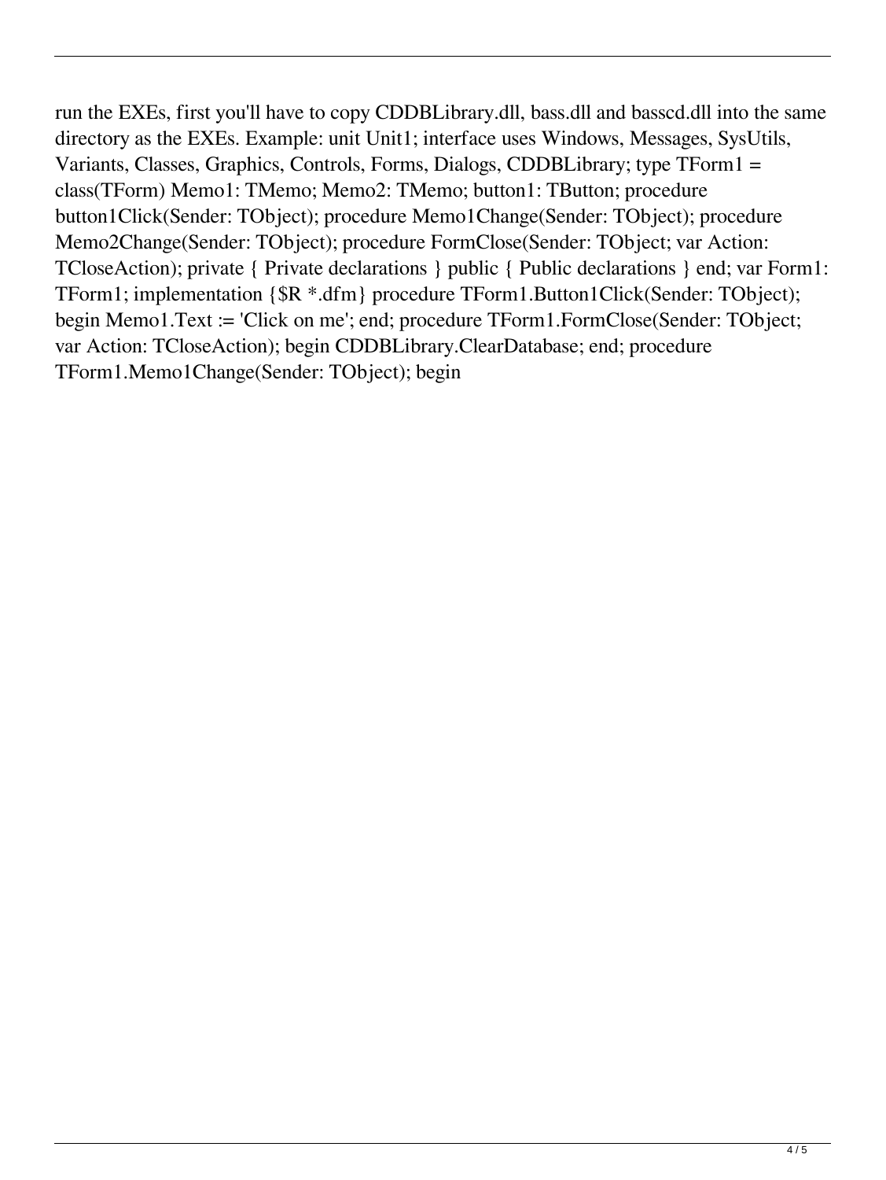run the EXEs, first you'll have to copy CDDBLibrary.dll, bass.dll and basscd.dll into the same directory as the EXEs. Example: unit Unit1; interface uses Windows, Messages, SysUtils, Variants, Classes, Graphics, Controls, Forms, Dialogs, CDDBLibrary; type TForm1 = class(TForm) Memo1: TMemo; Memo2: TMemo; button1: TButton; procedure button1Click(Sender: TObject); procedure Memo1Change(Sender: TObject); procedure Memo2Change(Sender: TObject); procedure FormClose(Sender: TObject; var Action: TCloseAction); private { Private declarations } public { Public declarations } end; var Form1: TForm1; implementation {$R *.dfm} procedure TForm1.Button1Click(Sender: TObject); begin Memo1.Text := 'Click on me'; end; procedure TForm1.FormClose(Sender: TObject; var Action: TCloseAction); begin CDDBLibrary.ClearDatabase; end; procedure TForm1.Memo1Change(Sender: TObject); begin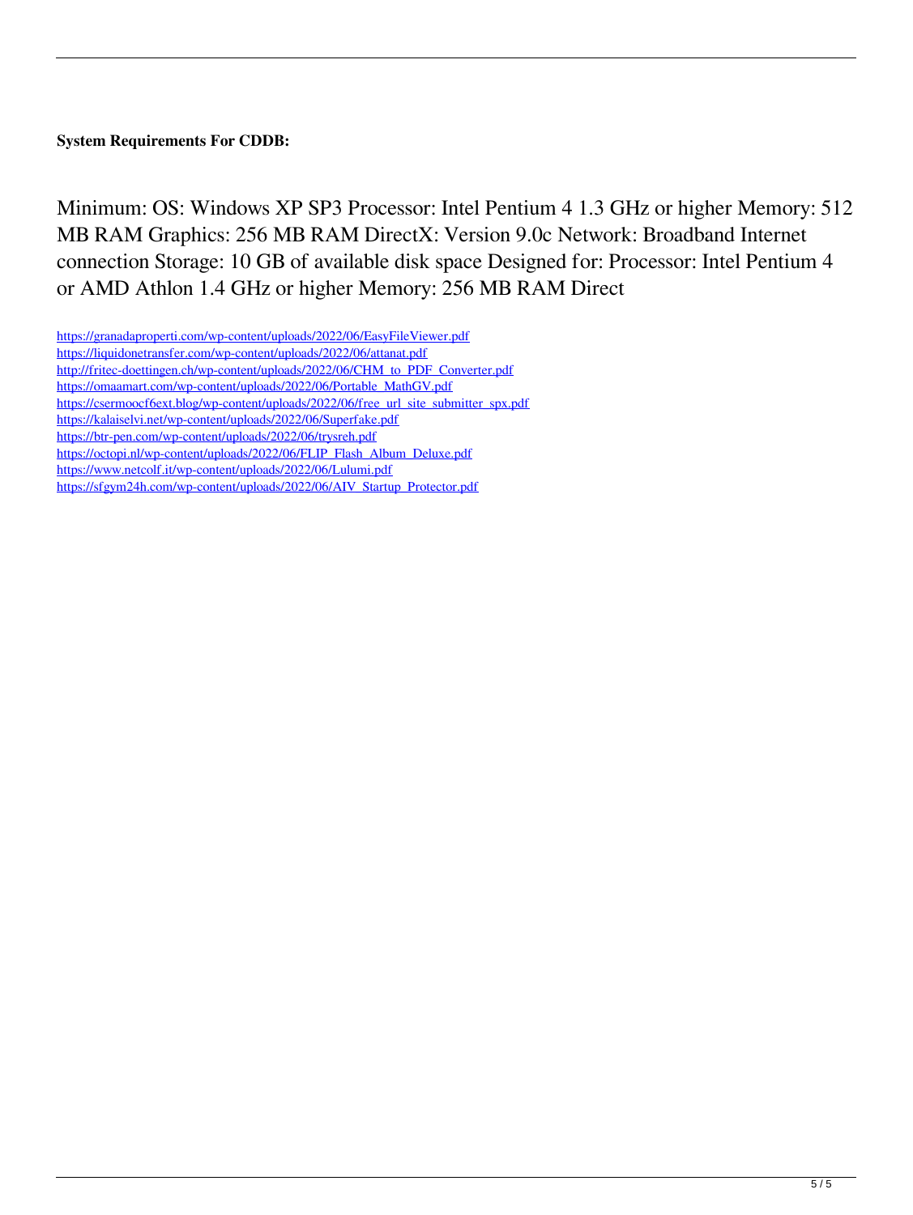**System Requirements For CDDB:**

Minimum: OS: Windows XP SP3 Processor: Intel Pentium 4 1.3 GHz or higher Memory: 512 MB RAM Graphics: 256 MB RAM DirectX: Version 9.0c Network: Broadband Internet connection Storage: 10 GB of available disk space Designed for: Processor: Intel Pentium 4 or AMD Athlon 1.4 GHz or higher Memory: 256 MB RAM Direct

https://granadaproperti.com/wp-content/uploads/2022/06/EasyFileViewer.pdf
https://liquidonetransfer.com/wp-content/uploads/2022/06/attanat.pdf
http://fritec-doettingen.ch/wp-content/uploads/2022/06/CHM_to_PDF_Converter.pdf
https://omaamart.com/wp-content/uploads/2022/06/Portable_MathGV.pdf
https://csermoocf6ext.blog/wp-content/uploads/2022/06/free_url_site_submitter_spx.pdf
https://kalaiselvi.net/wp-content/uploads/2022/06/Superfake.pdf
https://btr-pen.com/wp-content/uploads/2022/06/trysreh.pdf
https://octopi.nl/wp-content/uploads/2022/06/FLIP_Flash_Album_Deluxe.pdf
https://www.netcolf.it/wp-content/uploads/2022/06/Lulumi.pdf
https://sfgym24h.com/wp-content/uploads/2022/06/AIV_Startup_Protector.pdf